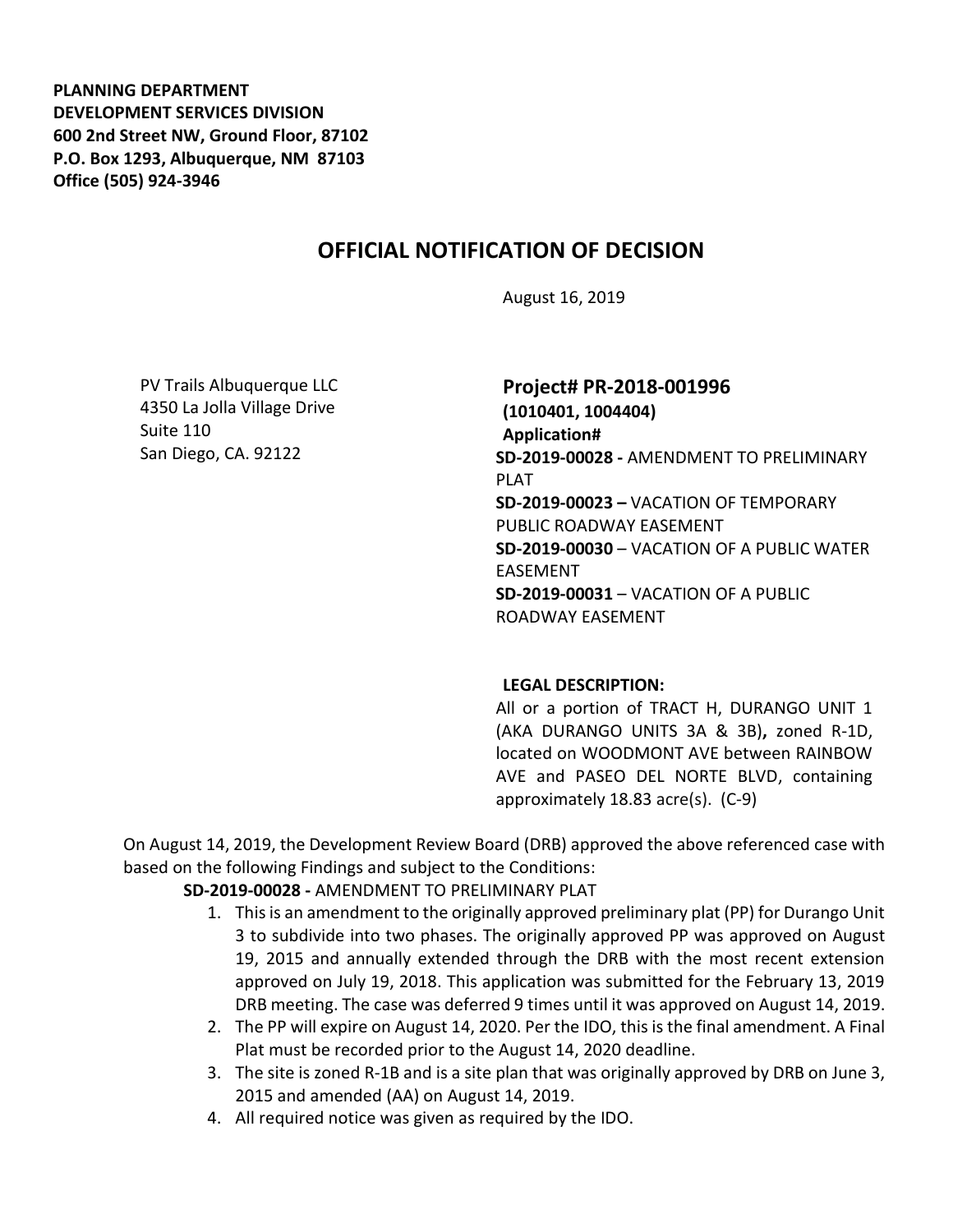**PLANNING DEPARTMENT**
**DEVELOPMENT SERVICES DIVISION**
**600 2nd Street NW, Ground Floor, 87102**
**P.O. Box 1293, Albuquerque, NM 87103**
**Office (505) 924-3946**

# OFFICIAL NOTIFICATION OF DECISION

August 16, 2019

PV Trails Albuquerque LLC
4350 La Jolla Village Drive
Suite 110
San Diego, CA. 92122

**Project# PR-2018-001996**
**(1010401, 1004404)**
**Application#**
**SD-2019-00028 -** AMENDMENT TO PRELIMINARY PLAT
**SD-2019-00023 –** VACATION OF TEMPORARY PUBLIC ROADWAY EASEMENT
**SD-2019-00030** – VACATION OF A PUBLIC WATER EASEMENT
**SD-2019-00031** – VACATION OF A PUBLIC ROADWAY EASEMENT

**LEGAL DESCRIPTION:**
All or a portion of TRACT H, DURANGO UNIT 1 (AKA DURANGO UNITS 3A & 3B)**,** zoned R-1D, located on WOODMONT AVE between RAINBOW AVE and PASEO DEL NORTE BLVD, containing approximately 18.83 acre(s). (C-9)

On August 14, 2019, the Development Review Board (DRB) approved the above referenced case with based on the following Findings and subject to the Conditions:

**SD-2019-00028 -** AMENDMENT TO PRELIMINARY PLAT

1. This is an amendment to the originally approved preliminary plat (PP) for Durango Unit 3 to subdivide into two phases. The originally approved PP was approved on August 19, 2015 and annually extended through the DRB with the most recent extension approved on July 19, 2018. This application was submitted for the February 13, 2019 DRB meeting. The case was deferred 9 times until it was approved on August 14, 2019.
2. The PP will expire on August 14, 2020. Per the IDO, this is the final amendment. A Final Plat must be recorded prior to the August 14, 2020 deadline.
3. The site is zoned R-1B and is a site plan that was originally approved by DRB on June 3, 2015 and amended (AA) on August 14, 2019.
4. All required notice was given as required by the IDO.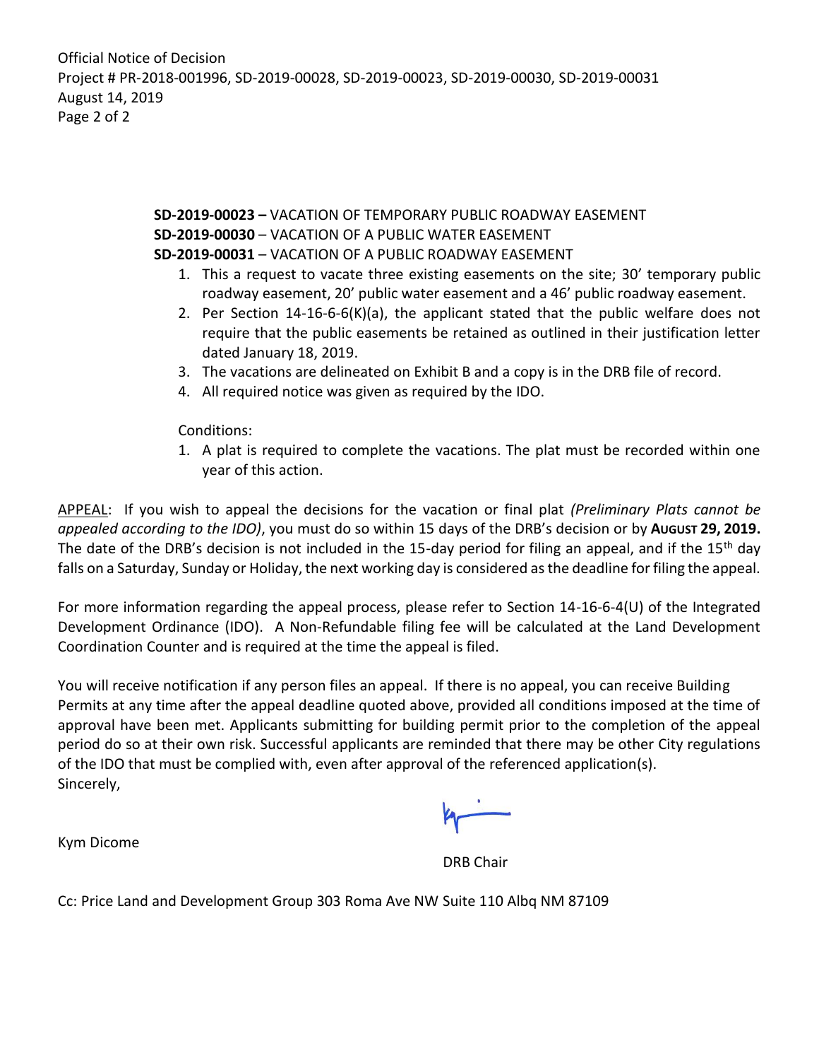**SD-2019-00023 –** VACATION OF TEMPORARY PUBLIC ROADWAY EASEMENT
**SD-2019-00030** – VACATION OF A PUBLIC WATER EASEMENT
**SD-2019-00031** – VACATION OF A PUBLIC ROADWAY EASEMENT

1. This a request to vacate three existing easements on the site; 30' temporary public roadway easement, 20' public water easement and a 46' public roadway easement.
2. Per Section 14-16-6-6(K)(a), the applicant stated that the public welfare does not require that the public easements be retained as outlined in their justification letter dated January 18, 2019.
3. The vacations are delineated on Exhibit B and a copy is in the DRB file of record.
4. All required notice was given as required by the IDO.

Conditions:

1. A plat is required to complete the vacations. The plat must be recorded within one year of this action.

APPEAL: If you wish to appeal the decisions for the vacation or final plat *(Preliminary Plats cannot be appealed according to the IDO)*, you must do so within 15 days of the DRB's decision or by **AUGUST 29, 2019.** The date of the DRB's decision is not included in the 15-day period for filing an appeal, and if the 15th day falls on a Saturday, Sunday or Holiday, the next working day is considered as the deadline for filing the appeal.

For more information regarding the appeal process, please refer to Section 14-16-6-4(U) of the Integrated Development Ordinance (IDO). A Non-Refundable filing fee will be calculated at the Land Development Coordination Counter and is required at the time the appeal is filed.

You will receive notification if any person files an appeal. If there is no appeal, you can receive Building Permits at any time after the appeal deadline quoted above, provided all conditions imposed at the time of approval have been met. Applicants submitting for building permit prior to the completion of the appeal period do so at their own risk. Successful applicants are reminded that there may be other City regulations of the IDO that must be complied with, even after approval of the referenced application(s).

Sincerely,

Kym Dicome

DRB Chair

Cc: Price Land and Development Group 303 Roma Ave NW Suite 110 Albq NM 87109